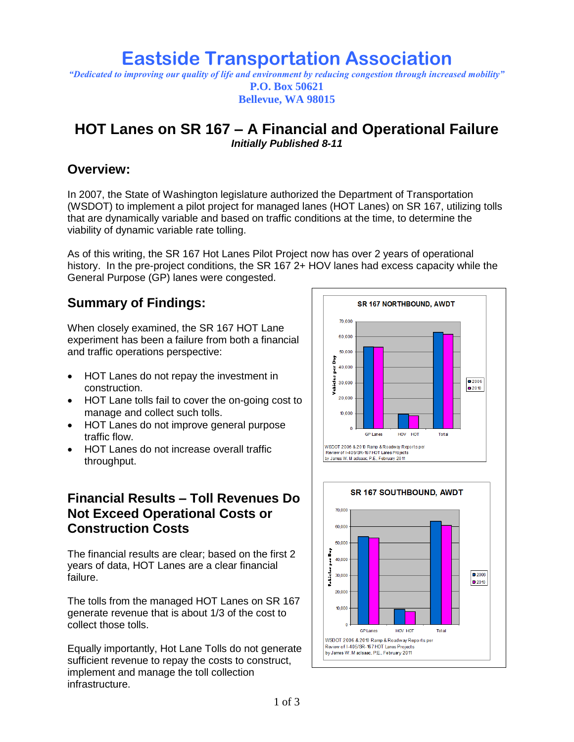# Eastside Transportation Association

*"Dedicated to improving our quality of life and environment by reducing congestion through increased mobility"*

**P.O. Box 50621**
**Bellevue, WA 98015**

## HOT Lanes on SR 167 – A Financial and Operational Failure

***Initially Published 8-11***

### Overview:

In 2007, the State of Washington legislature authorized the Department of Transportation (WSDOT) to implement a pilot project for managed lanes (HOT Lanes) on SR 167, utilizing tolls that are dynamically variable and based on traffic conditions at the time, to determine the viability of dynamic variable rate tolling.

As of this writing, the SR 167 Hot Lanes Pilot Project now has over 2 years of operational history. In the pre-project conditions, the SR 167 2+ HOV lanes had excess capacity while the General Purpose (GP) lanes were congested.

### Summary of Findings:

When closely examined, the SR 167 HOT Lane experiment has been a failure from both a financial and traffic operations perspective:

- HOT Lanes do not repay the investment in construction.
- HOT Lane tolls fail to cover the on-going cost to manage and collect such tolls.
- HOT Lanes do not improve general purpose traffic flow.
- HOT Lanes do not increase overall traffic throughput.

### Financial Results – Toll Revenues Do Not Exceed Operational Costs or Construction Costs

The financial results are clear; based on the first 2 years of data, HOT Lanes are a clear financial failure.

The tolls from the managed HOT Lanes on SR 167 generate revenue that is about 1/3 of the cost to collect those tolls.

Equally importantly, Hot Lane Tolls do not generate sufficient revenue to repay the costs to construct, implement and manage the toll collection infrastructure.

**SR 167 NORTHBOUND, AWDT**

WSDOT 2006 & 2010 Ramp & Roadway Reports per Review of I-405/SR-167 HOT Lanes Projects by James W. MacIsaac, P.E., February 2011

**SR 167 SOUTHBOUND, AWDT**

WSDOT 2006 & 2010 Ramp & Roadway Reports per Review of I-405/SR-167 HOT Lanes Projects by James W. MacIsaac, P.E., February 2011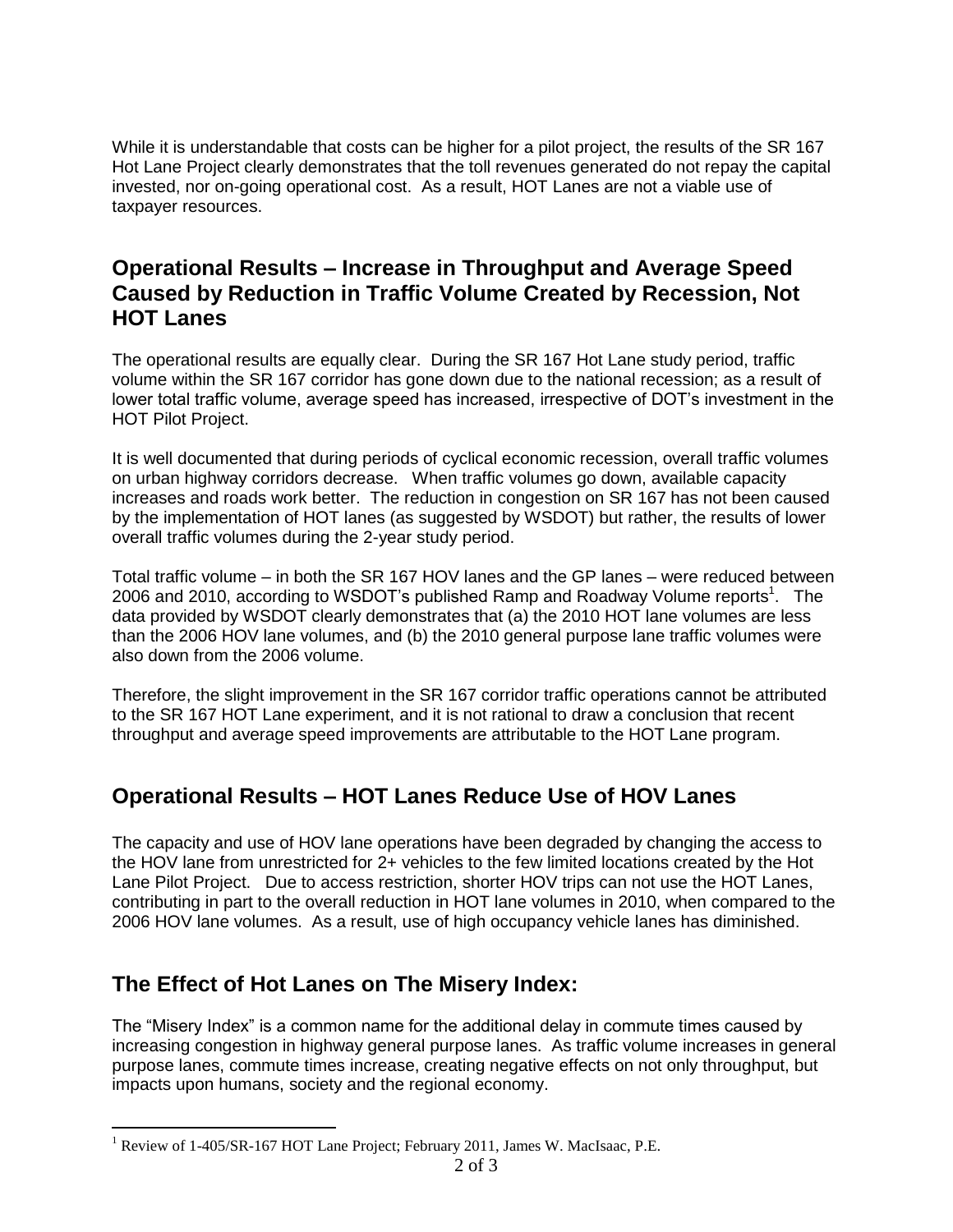While it is understandable that costs can be higher for a pilot project, the results of the SR 167 Hot Lane Project clearly demonstrates that the toll revenues generated do not repay the capital invested, nor on-going operational cost. As a result, HOT Lanes are not a viable use of taxpayer resources.

## Operational Results – Increase in Throughput and Average Speed Caused by Reduction in Traffic Volume Created by Recession, Not HOT Lanes

The operational results are equally clear. During the SR 167 Hot Lane study period, traffic volume within the SR 167 corridor has gone down due to the national recession; as a result of lower total traffic volume, average speed has increased, irrespective of DOT's investment in the HOT Pilot Project.

It is well documented that during periods of cyclical economic recession, overall traffic volumes on urban highway corridors decrease. When traffic volumes go down, available capacity increases and roads work better. The reduction in congestion on SR 167 has not been caused by the implementation of HOT lanes (as suggested by WSDOT) but rather, the results of lower overall traffic volumes during the 2-year study period.

Total traffic volume – in both the SR 167 HOV lanes and the GP lanes – were reduced between 2006 and 2010, according to WSDOT's published Ramp and Roadway Volume reports[1]. The data provided by WSDOT clearly demonstrates that (a) the 2010 HOT lane volumes are less than the 2006 HOV lane volumes, and (b) the 2010 general purpose lane traffic volumes were also down from the 2006 volume.

Therefore, the slight improvement in the SR 167 corridor traffic operations cannot be attributed to the SR 167 HOT Lane experiment, and it is not rational to draw a conclusion that recent throughput and average speed improvements are attributable to the HOT Lane program.

## Operational Results – HOT Lanes Reduce Use of HOV Lanes

The capacity and use of HOV lane operations have been degraded by changing the access to the HOV lane from unrestricted for 2+ vehicles to the few limited locations created by the Hot Lane Pilot Project. Due to access restriction, shorter HOV trips can not use the HOT Lanes, contributing in part to the overall reduction in HOT lane volumes in 2010, when compared to the 2006 HOV lane volumes. As a result, use of high occupancy vehicle lanes has diminished.

## The Effect of Hot Lanes on The Misery Index:

The "Misery Index" is a common name for the additional delay in commute times caused by increasing congestion in highway general purpose lanes. As traffic volume increases in general purpose lanes, commute times increase, creating negative effects on not only throughput, but impacts upon humans, society and the regional economy.

[1] Review of 1-405/SR-167 HOT Lane Project; February 2011, James W. MacIsaac, P.E.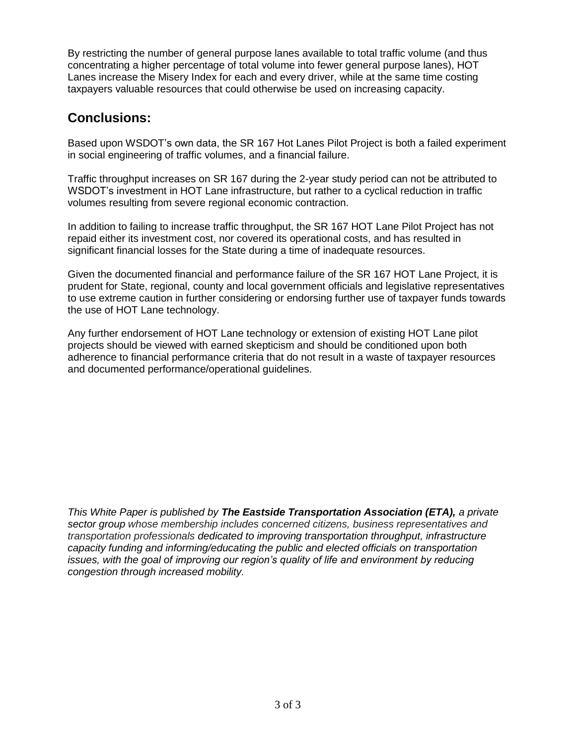By restricting the number of general purpose lanes available to total traffic volume (and thus concentrating a higher percentage of total volume into fewer general purpose lanes), HOT Lanes increase the Misery Index for each and every driver, while at the same time costing taxpayers valuable resources that could otherwise be used on increasing capacity.

## Conclusions:

Based upon WSDOT's own data, the SR 167 Hot Lanes Pilot Project is both a failed experiment in social engineering of traffic volumes, and a financial failure.

Traffic throughput increases on SR 167 during the 2-year study period can not be attributed to WSDOT's investment in HOT Lane infrastructure, but rather to a cyclical reduction in traffic volumes resulting from severe regional economic contraction.

In addition to failing to increase traffic throughput, the SR 167 HOT Lane Pilot Project has not repaid either its investment cost, nor covered its operational costs, and has resulted in significant financial losses for the State during a time of inadequate resources.

Given the documented financial and performance failure of the SR 167 HOT Lane Project, it is prudent for State, regional, county and local government officials and legislative representatives to use extreme caution in further considering or endorsing further use of taxpayer funds towards the use of HOT Lane technology.

Any further endorsement of HOT Lane technology or extension of existing HOT Lane pilot projects should be viewed with earned skepticism and should be conditioned upon both adherence to financial performance criteria that do not result in a waste of taxpayer resources and documented performance/operational guidelines.

*This White Paper is published by **The Eastside Transportation Association (ETA),** a private sector group whose membership includes concerned citizens, business representatives and transportation professionals dedicated to improving transportation throughput, infrastructure capacity funding and informing/educating the public and elected officials on transportation issues, with the goal of improving our region's quality of life and environment by reducing congestion through increased mobility.*